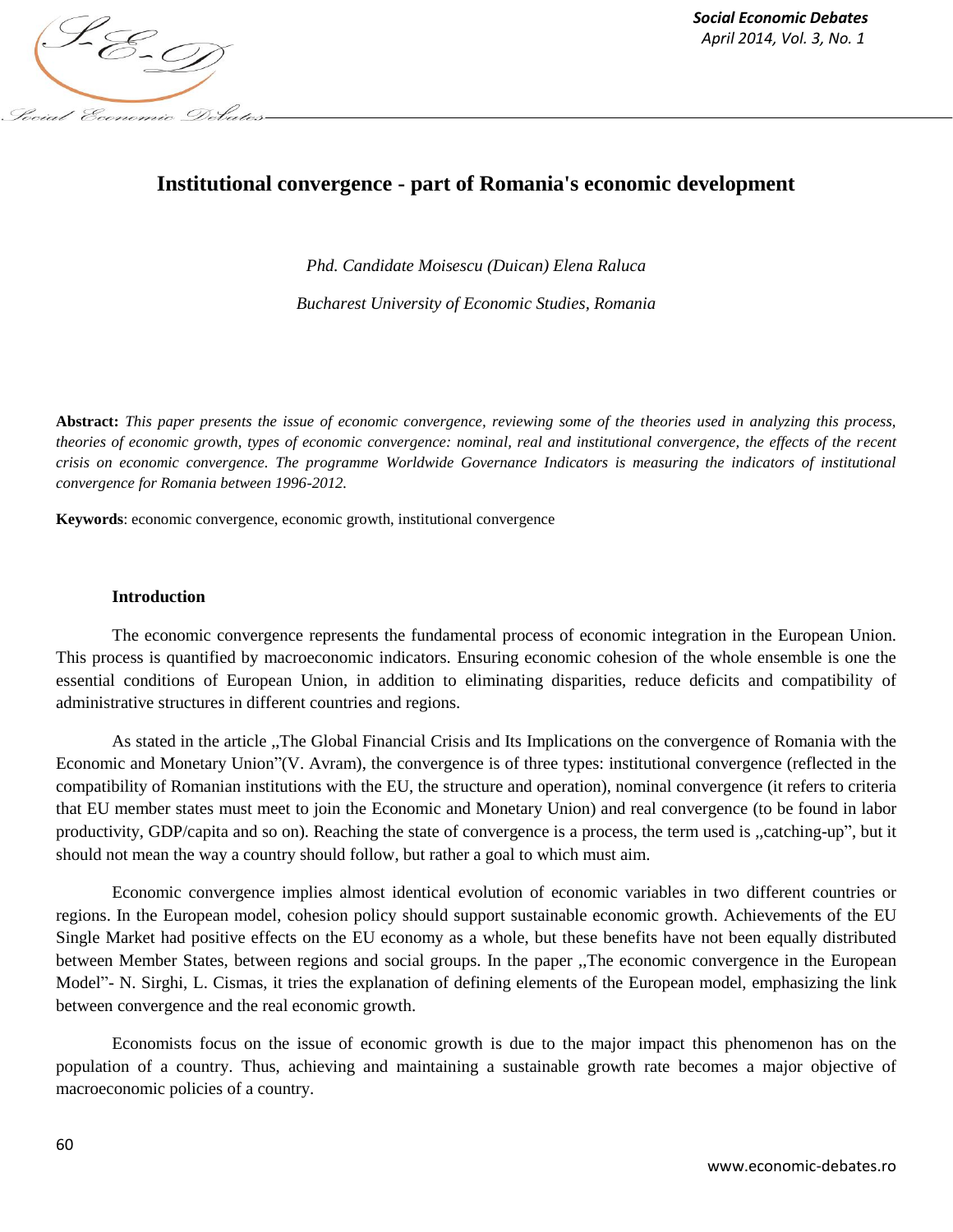# Institutional convergence - part of Romania's economic development

*Phd. Candidate Moisescu (Duican) Elena Raluca*

*Bucharest University of Economic Studies, Romania*

**Abstract:** *This paper presents the issue of economic convergence, reviewing some of the theories used in analyzing this process, theories of economic growth, types of economic convergence: nominal, real and institutional convergence, the effects of the recent crisis on economic convergence. The programme Worldwide Governance Indicators is measuring the indicators of institutional convergence for Romania between 1996-2012.*

**Keywords**: economic convergence, economic growth, institutional convergence

## Introduction

The economic convergence represents the fundamental process of economic integration in the European Union. This process is quantified by macroeconomic indicators. Ensuring economic cohesion of the whole ensemble is one the essential conditions of European Union, in addition to eliminating disparities, reduce deficits and compatibility of administrative structures in different countries and regions.

As stated in the article „The Global Financial Crisis and Its Implications on the convergence of Romania with the Economic and Monetary Union"(V. Avram), the convergence is of three types: institutional convergence (reflected in the compatibility of Romanian institutions with the EU, the structure and operation), nominal convergence (it refers to criteria that EU member states must meet to join the Economic and Monetary Union) and real convergence (to be found in labor productivity, GDP/capita and so on). Reaching the state of convergence is a process, the term used is „catching-up", but it should not mean the way a country should follow, but rather a goal to which must aim.

Economic convergence implies almost identical evolution of economic variables in two different countries or regions. In the European model, cohesion policy should support sustainable economic growth. Achievements of the EU Single Market had positive effects on the EU economy as a whole, but these benefits have not been equally distributed between Member States, between regions and social groups. In the paper „The economic convergence in the European Model"- N. Sirghi, L. Cismas, it tries the explanation of defining elements of the European model, emphasizing the link between convergence and the real economic growth.

Economists focus on the issue of economic growth is due to the major impact this phenomenon has on the population of a country. Thus, achieving and maintaining a sustainable growth rate becomes a major objective of macroeconomic policies of a country.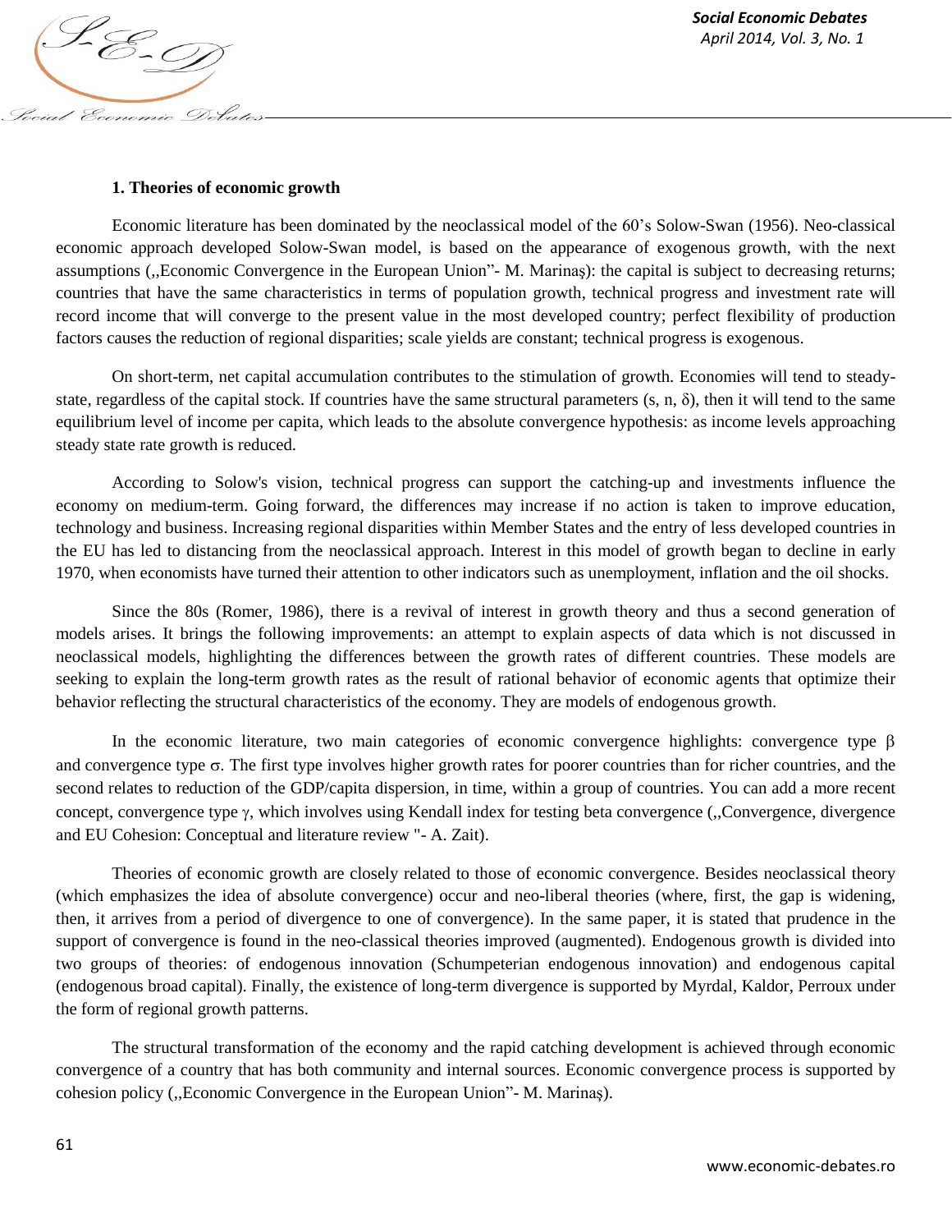**1. Theories of economic growth**

Economic literature has been dominated by the neoclassical model of the 60's Solow-Swan (1956). Neo-classical economic approach developed Solow-Swan model, is based on the appearance of exogenous growth, with the next assumptions („Economic Convergence in the European Union"- M. Marinaş): the capital is subject to decreasing returns; countries that have the same characteristics in terms of population growth, technical progress and investment rate will record income that will converge to the present value in the most developed country; perfect flexibility of production factors causes the reduction of regional disparities; scale yields are constant; technical progress is exogenous.

On short-term, net capital accumulation contributes to the stimulation of growth. Economies will tend to steady-state, regardless of the capital stock. If countries have the same structural parameters ($s$, $n$, $\delta$), then it will tend to the same equilibrium level of income per capita, which leads to the absolute convergence hypothesis: as income levels approaching steady state rate growth is reduced.

According to Solow's vision, technical progress can support the catching-up and investments influence the economy on medium-term. Going forward, the differences may increase if no action is taken to improve education, technology and business. Increasing regional disparities within Member States and the entry of less developed countries in the EU has led to distancing from the neoclassical approach. Interest in this model of growth began to decline in early 1970, when economists have turned their attention to other indicators such as unemployment, inflation and the oil shocks.

Since the 80s (Romer, 1986), there is a revival of interest in growth theory and thus a second generation of models arises. It brings the following improvements: an attempt to explain aspects of data which is not discussed in neoclassical models, highlighting the differences between the growth rates of different countries. These models are seeking to explain the long-term growth rates as the result of rational behavior of economic agents that optimize their behavior reflecting the structural characteristics of the economy. They are models of endogenous growth.

In the economic literature, two main categories of economic convergence highlights: convergence type $\beta$ and convergence type $\sigma$. The first type involves higher growth rates for poorer countries than for richer countries, and the second relates to reduction of the GDP/capita dispersion, in time, within a group of countries. You can add a more recent concept, convergence type $\gamma$, which involves using Kendall index for testing beta convergence („Convergence, divergence and EU Cohesion: Conceptual and literature review "- A. Zait).

Theories of economic growth are closely related to those of economic convergence. Besides neoclassical theory (which emphasizes the idea of absolute convergence) occur and neo-liberal theories (where, first, the gap is widening, then, it arrives from a period of divergence to one of convergence). In the same paper, it is stated that prudence in the support of convergence is found in the neo-classical theories improved (augmented). Endogenous growth is divided into two groups of theories: of endogenous innovation (Schumpeterian endogenous innovation) and endogenous capital (endogenous broad capital). Finally, the existence of long-term divergence is supported by Myrdal, Kaldor, Perroux under the form of regional growth patterns.

The structural transformation of the economy and the rapid catching development is achieved through economic convergence of a country that has both community and internal sources. Economic convergence process is supported by cohesion policy („Economic Convergence in the European Union"- M. Marinaş).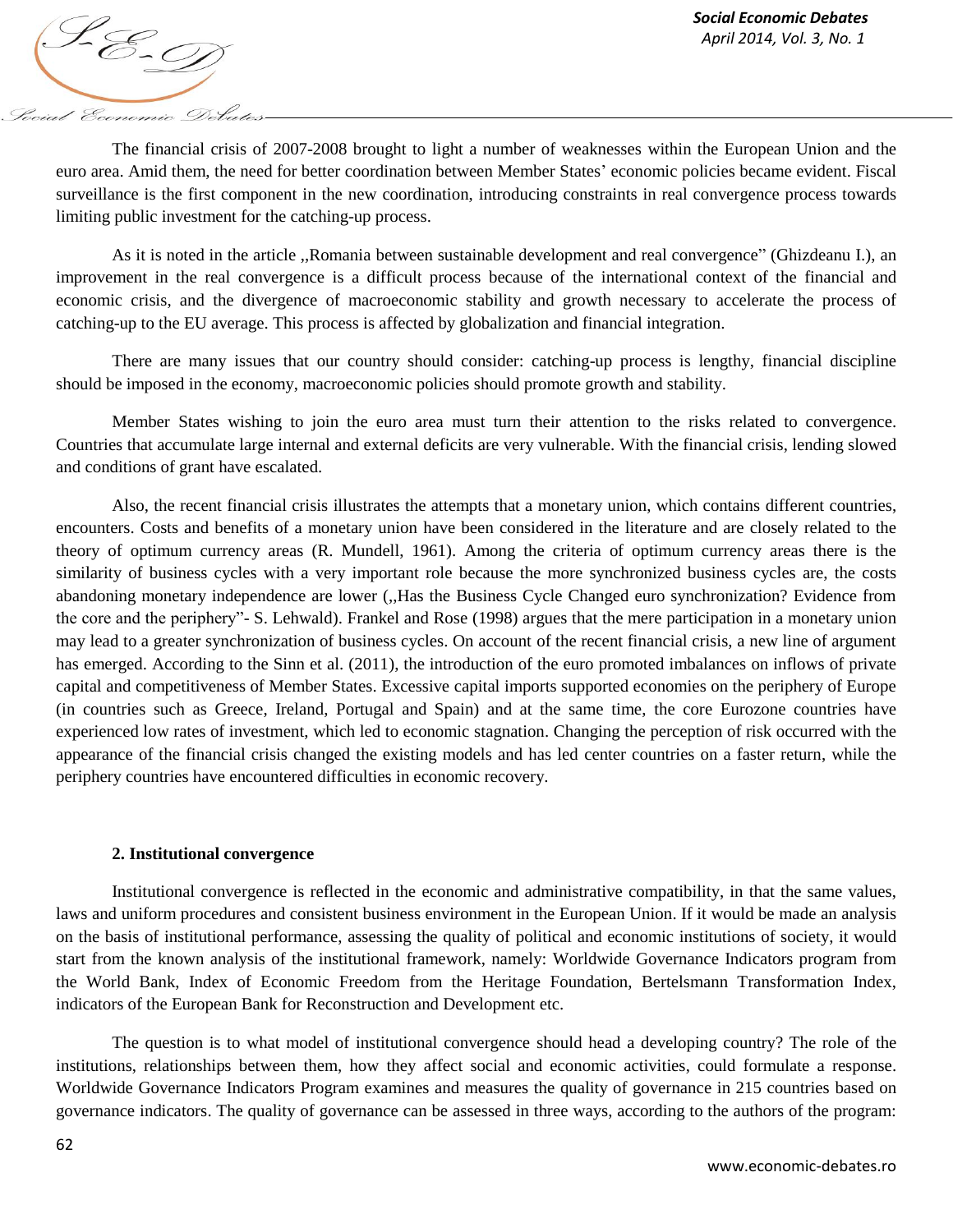The financial crisis of 2007-2008 brought to light a number of weaknesses within the European Union and the euro area. Amid them, the need for better coordination between Member States' economic policies became evident. Fiscal surveillance is the first component in the new coordination, introducing constraints in real convergence process towards limiting public investment for the catching-up process.

As it is noted in the article ,,Romania between sustainable development and real convergence" (Ghizdeanu I.), an improvement in the real convergence is a difficult process because of the international context of the financial and economic crisis, and the divergence of macroeconomic stability and growth necessary to accelerate the process of catching-up to the EU average. This process is affected by globalization and financial integration.

There are many issues that our country should consider: catching-up process is lengthy, financial discipline should be imposed in the economy, macroeconomic policies should promote growth and stability.

Member States wishing to join the euro area must turn their attention to the risks related to convergence. Countries that accumulate large internal and external deficits are very vulnerable. With the financial crisis, lending slowed and conditions of grant have escalated.

Also, the recent financial crisis illustrates the attempts that a monetary union, which contains different countries, encounters. Costs and benefits of a monetary union have been considered in the literature and are closely related to the theory of optimum currency areas (R. Mundell, 1961). Among the criteria of optimum currency areas there is the similarity of business cycles with a very important role because the more synchronized business cycles are, the costs abandoning monetary independence are lower (,,Has the Business Cycle Changed euro synchronization? Evidence from the core and the periphery"- S. Lehwald). Frankel and Rose (1998) argues that the mere participation in a monetary union may lead to a greater synchronization of business cycles. On account of the recent financial crisis, a new line of argument has emerged. According to the Sinn et al. (2011), the introduction of the euro promoted imbalances on inflows of private capital and competitiveness of Member States. Excessive capital imports supported economies on the periphery of Europe (in countries such as Greece, Ireland, Portugal and Spain) and at the same time, the core Eurozone countries have experienced low rates of investment, which led to economic stagnation. Changing the perception of risk occurred with the appearance of the financial crisis changed the existing models and has led center countries on a faster return, while the periphery countries have encountered difficulties in economic recovery.

## 2. Institutional convergence

Institutional convergence is reflected in the economic and administrative compatibility, in that the same values, laws and uniform procedures and consistent business environment in the European Union. If it would be made an analysis on the basis of institutional performance, assessing the quality of political and economic institutions of society, it would start from the known analysis of the institutional framework, namely: Worldwide Governance Indicators program from the World Bank, Index of Economic Freedom from the Heritage Foundation, Bertelsmann Transformation Index, indicators of the European Bank for Reconstruction and Development etc.

The question is to what model of institutional convergence should head a developing country? The role of the institutions, relationships between them, how they affect social and economic activities, could formulate a response. Worldwide Governance Indicators Program examines and measures the quality of governance in 215 countries based on governance indicators. The quality of governance can be assessed in three ways, according to the authors of the program: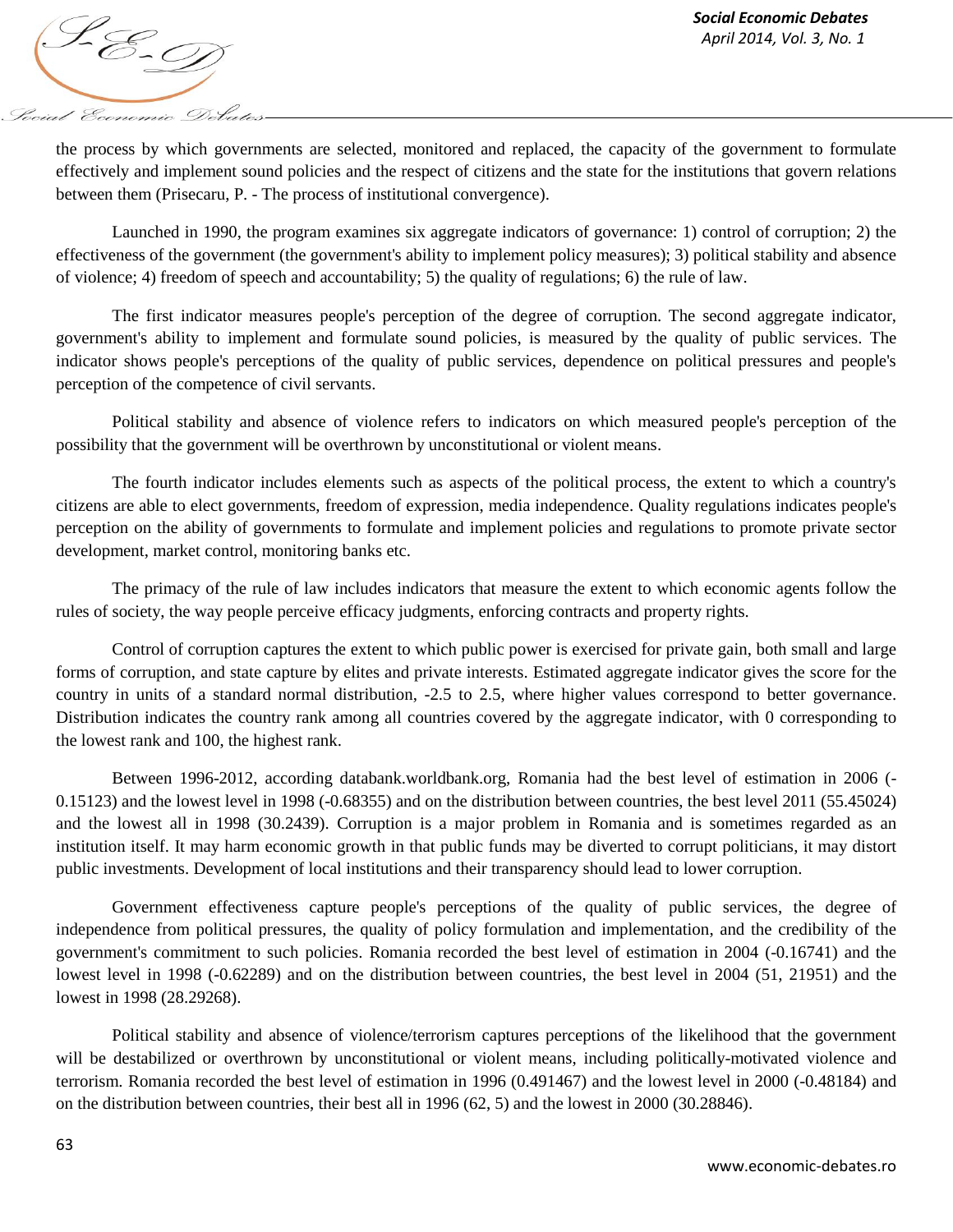the process by which governments are selected, monitored and replaced, the capacity of the government to formulate effectively and implement sound policies and the respect of citizens and the state for the institutions that govern relations between them (Prisecaru, P. - The process of institutional convergence).

Launched in 1990, the program examines six aggregate indicators of governance: 1) control of corruption; 2) the effectiveness of the government (the government's ability to implement policy measures); 3) political stability and absence of violence; 4) freedom of speech and accountability; 5) the quality of regulations; 6) the rule of law.

The first indicator measures people's perception of the degree of corruption. The second aggregate indicator, government's ability to implement and formulate sound policies, is measured by the quality of public services. The indicator shows people's perceptions of the quality of public services, dependence on political pressures and people's perception of the competence of civil servants.

Political stability and absence of violence refers to indicators on which measured people's perception of the possibility that the government will be overthrown by unconstitutional or violent means.

The fourth indicator includes elements such as aspects of the political process, the extent to which a country's citizens are able to elect governments, freedom of expression, media independence. Quality regulations indicates people's perception on the ability of governments to formulate and implement policies and regulations to promote private sector development, market control, monitoring banks etc.

The primacy of the rule of law includes indicators that measure the extent to which economic agents follow the rules of society, the way people perceive efficacy judgments, enforcing contracts and property rights.

Control of corruption captures the extent to which public power is exercised for private gain, both small and large forms of corruption, and state capture by elites and private interests. Estimated aggregate indicator gives the score for the country in units of a standard normal distribution, -2.5 to 2.5, where higher values correspond to better governance. Distribution indicates the country rank among all countries covered by the aggregate indicator, with 0 corresponding to the lowest rank and 100, the highest rank.

Between 1996-2012, according databank.worldbank.org, Romania had the best level of estimation in 2006 (-0.15123) and the lowest level in 1998 (-0.68355) and on the distribution between countries, the best level 2011 (55.45024) and the lowest all in 1998 (30.2439). Corruption is a major problem in Romania and is sometimes regarded as an institution itself. It may harm economic growth in that public funds may be diverted to corrupt politicians, it may distort public investments. Development of local institutions and their transparency should lead to lower corruption.

Government effectiveness capture people's perceptions of the quality of public services, the degree of independence from political pressures, the quality of policy formulation and implementation, and the credibility of the government's commitment to such policies. Romania recorded the best level of estimation in 2004 (-0.16741) and the lowest level in 1998 (-0.62289) and on the distribution between countries, the best level in 2004 (51, 21951) and the lowest in 1998 (28.29268).

Political stability and absence of violence/terrorism captures perceptions of the likelihood that the government will be destabilized or overthrown by unconstitutional or violent means, including politically-motivated violence and terrorism. Romania recorded the best level of estimation in 1996 (0.491467) and the lowest level in 2000 (-0.48184) and on the distribution between countries, their best all in 1996 (62, 5) and the lowest in 2000 (30.28846).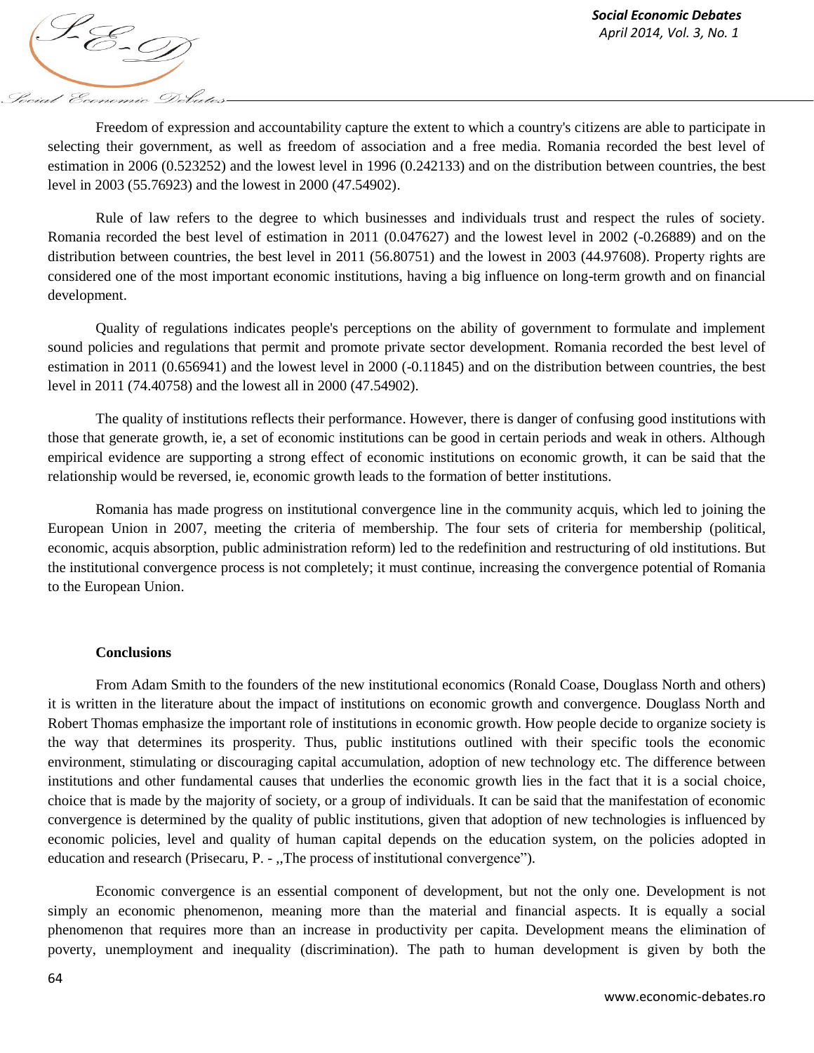Freedom of expression and accountability capture the extent to which a country's citizens are able to participate in selecting their government, as well as freedom of association and a free media. Romania recorded the best level of estimation in 2006 (0.523252) and the lowest level in 1996 (0.242133) and on the distribution between countries, the best level in 2003 (55.76923) and the lowest in 2000 (47.54902).

Rule of law refers to the degree to which businesses and individuals trust and respect the rules of society. Romania recorded the best level of estimation in 2011 (0.047627) and the lowest level in 2002 (-0.26889) and on the distribution between countries, the best level in 2011 (56.80751) and the lowest in 2003 (44.97608). Property rights are considered one of the most important economic institutions, having a big influence on long-term growth and on financial development.

Quality of regulations indicates people's perceptions on the ability of government to formulate and implement sound policies and regulations that permit and promote private sector development. Romania recorded the best level of estimation in 2011 (0.656941) and the lowest level in 2000 (-0.11845) and on the distribution between countries, the best level in 2011 (74.40758) and the lowest all in 2000 (47.54902).

The quality of institutions reflects their performance. However, there is danger of confusing good institutions with those that generate growth, ie, a set of economic institutions can be good in certain periods and weak in others. Although empirical evidence are supporting a strong effect of economic institutions on economic growth, it can be said that the relationship would be reversed, ie, economic growth leads to the formation of better institutions.

Romania has made progress on institutional convergence line in the community acquis, which led to joining the European Union in 2007, meeting the criteria of membership. The four sets of criteria for membership (political, economic, acquis absorption, public administration reform) led to the redefinition and restructuring of old institutions. But the institutional convergence process is not completely; it must continue, increasing the convergence potential of Romania to the European Union.

**Conclusions**

From Adam Smith to the founders of the new institutional economics (Ronald Coase, Douglass North and others) it is written in the literature about the impact of institutions on economic growth and convergence. Douglass North and Robert Thomas emphasize the important role of institutions in economic growth. How people decide to organize society is the way that determines its prosperity. Thus, public institutions outlined with their specific tools the economic environment, stimulating or discouraging capital accumulation, adoption of new technology etc. The difference between institutions and other fundamental causes that underlies the economic growth lies in the fact that it is a social choice, choice that is made by the majority of society, or a group of individuals. It can be said that the manifestation of economic convergence is determined by the quality of public institutions, given that adoption of new technologies is influenced by economic policies, level and quality of human capital depends on the education system, on the policies adopted in education and research (Prisecaru, P. - ,,The process of institutional convergence").

Economic convergence is an essential component of development, but not the only one. Development is not simply an economic phenomenon, meaning more than the material and financial aspects. It is equally a social phenomenon that requires more than an increase in productivity per capita. Development means the elimination of poverty, unemployment and inequality (discrimination). The path to human development is given by both the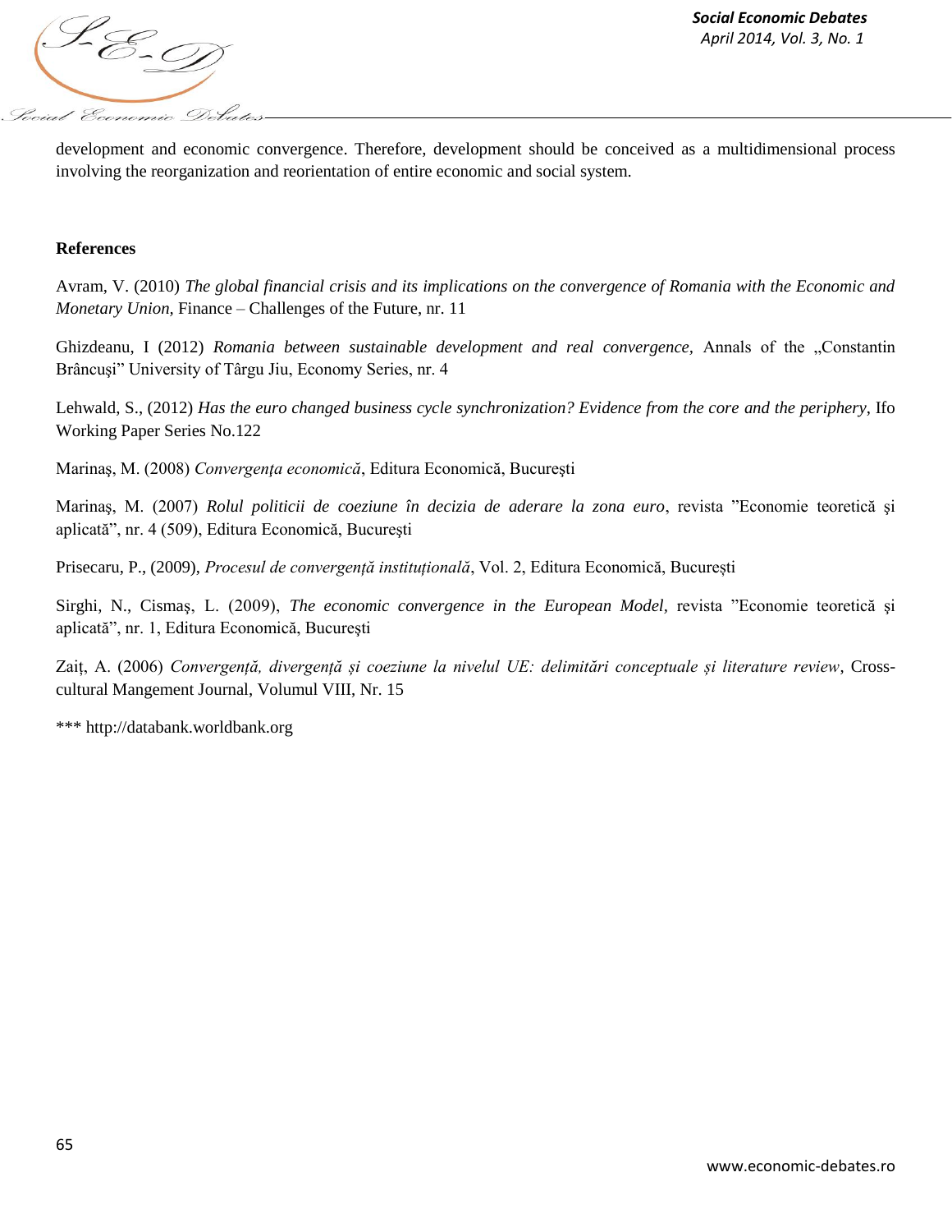development and economic convergence. Therefore, development should be conceived as a multidimensional process involving the reorganization and reorientation of entire economic and social system.

**References**

Avram, V. (2010) *The global financial crisis and its implications on the convergence of Romania with the Economic and Monetary Union,* Finance – Challenges of the Future, nr. 11

Ghizdeanu, I (2012) *Romania between sustainable development and real convergence,* Annals of the „Constantin Brâncuşi" University of Târgu Jiu, Economy Series, nr. 4

Lehwald, S., (2012) *Has the euro changed business cycle synchronization? Evidence from the core and the periphery*, Ifo Working Paper Series No.122

Marinaş, M. (2008) *Convergenţa economică*, Editura Economică, Bucureşti

Marinaş, M. (2007) *Rolul politicii de coeziune în decizia de aderare la zona euro*, revista "Economie teoretică şi aplicată", nr. 4 (509), Editura Economică, Bucureşti

Prisecaru, P., (2009), *Procesul de convergență instituțională*, Vol. 2, Editura Economică, București

Sirghi, N., Cismaş, L. (2009), *The economic convergence in the European Model,* revista "Economie teoretică şi aplicată", nr. 1, Editura Economică, Bucureşti

Zaiț, A. (2006) *Convergență, divergență și coeziune la nivelul UE: delimitări conceptuale și literature review*, Cross-cultural Mangement Journal, Volumul VIII, Nr. 15

*** http://databank.worldbank.org